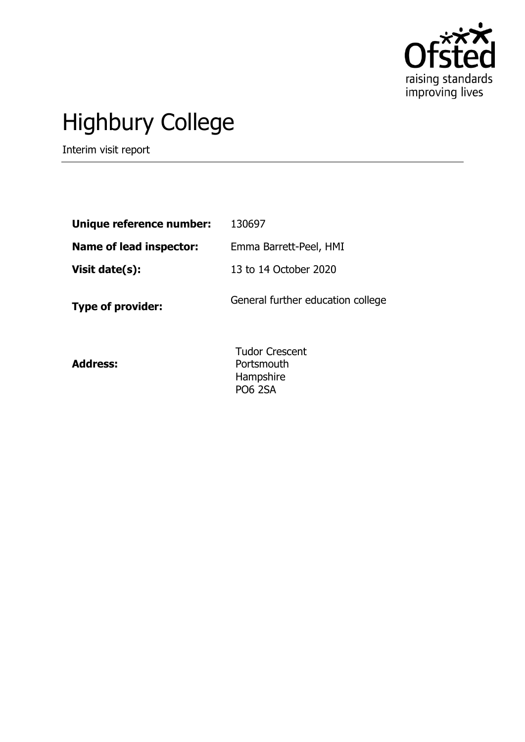# Highbury College

Interim visit report

| | |
|---|---|
| **Unique reference number:** | 130697 |
| **Name of lead inspector:** | Emma Barrett-Peel, HMI |
| **Visit date(s):** | 13 to 14 October 2020 |
| **Type of provider:** | General further education college |
| **Address:** | Tudor Crescent<br>Portsmouth<br>Hampshire<br>PO6 2SA |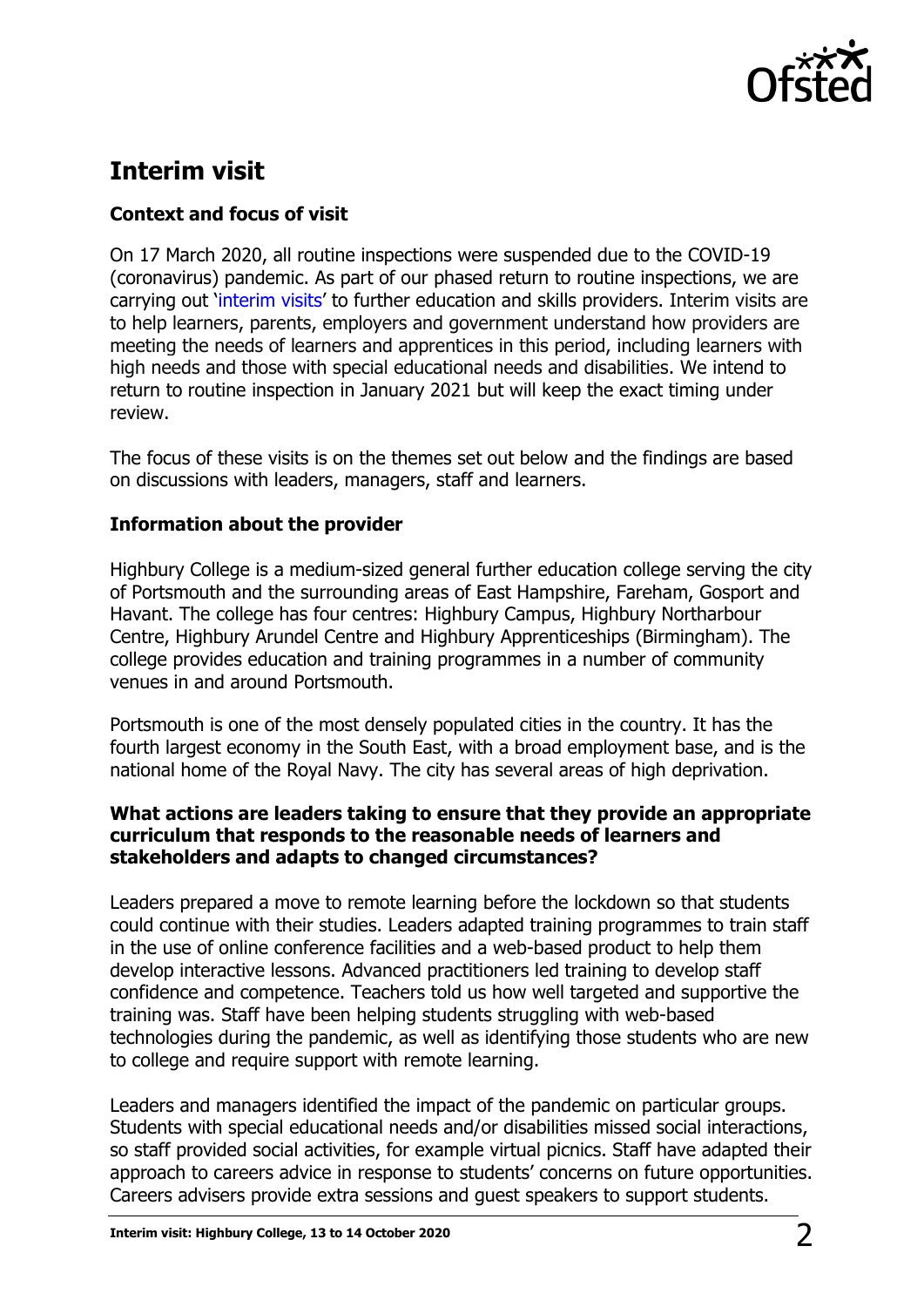## Interim visit

### Context and focus of visit

On 17 March 2020, all routine inspections were suspended due to the COVID-19 (coronavirus) pandemic. As part of our phased return to routine inspections, we are carrying out 'interim visits' to further education and skills providers. Interim visits are to help learners, parents, employers and government understand how providers are meeting the needs of learners and apprentices in this period, including learners with high needs and those with special educational needs and disabilities. We intend to return to routine inspection in January 2021 but will keep the exact timing under review.

The focus of these visits is on the themes set out below and the findings are based on discussions with leaders, managers, staff and learners.

### Information about the provider

Highbury College is a medium-sized general further education college serving the city of Portsmouth and the surrounding areas of East Hampshire, Fareham, Gosport and Havant. The college has four centres: Highbury Campus, Highbury Northarbour Centre, Highbury Arundel Centre and Highbury Apprenticeships (Birmingham). The college provides education and training programmes in a number of community venues in and around Portsmouth.

Portsmouth is one of the most densely populated cities in the country. It has the fourth largest economy in the South East, with a broad employment base, and is the national home of the Royal Navy. The city has several areas of high deprivation.

### What actions are leaders taking to ensure that they provide an appropriate curriculum that responds to the reasonable needs of learners and stakeholders and adapts to changed circumstances?

Leaders prepared a move to remote learning before the lockdown so that students could continue with their studies. Leaders adapted training programmes to train staff in the use of online conference facilities and a web-based product to help them develop interactive lessons. Advanced practitioners led training to develop staff confidence and competence. Teachers told us how well targeted and supportive the training was. Staff have been helping students struggling with web-based technologies during the pandemic, as well as identifying those students who are new to college and require support with remote learning.

Leaders and managers identified the impact of the pandemic on particular groups. Students with special educational needs and/or disabilities missed social interactions, so staff provided social activities, for example virtual picnics. Staff have adapted their approach to careers advice in response to students' concerns on future opportunities. Careers advisers provide extra sessions and guest speakers to support students.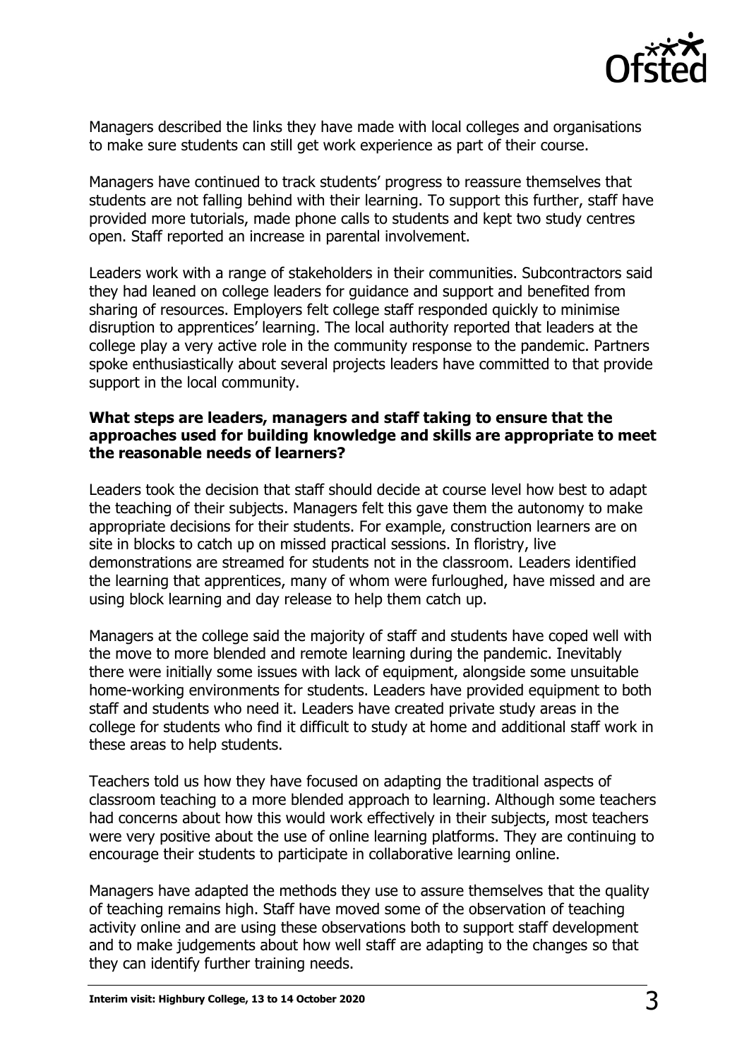Managers described the links they have made with local colleges and organisations to make sure students can still get work experience as part of their course.

Managers have continued to track students' progress to reassure themselves that students are not falling behind with their learning. To support this further, staff have provided more tutorials, made phone calls to students and kept two study centres open. Staff reported an increase in parental involvement.

Leaders work with a range of stakeholders in their communities. Subcontractors said they had leaned on college leaders for guidance and support and benefited from sharing of resources. Employers felt college staff responded quickly to minimise disruption to apprentices' learning. The local authority reported that leaders at the college play a very active role in the community response to the pandemic. Partners spoke enthusiastically about several projects leaders have committed to that provide support in the local community.

**What steps are leaders, managers and staff taking to ensure that the approaches used for building knowledge and skills are appropriate to meet the reasonable needs of learners?**

Leaders took the decision that staff should decide at course level how best to adapt the teaching of their subjects. Managers felt this gave them the autonomy to make appropriate decisions for their students. For example, construction learners are on site in blocks to catch up on missed practical sessions. In floristry, live demonstrations are streamed for students not in the classroom. Leaders identified the learning that apprentices, many of whom were furloughed, have missed and are using block learning and day release to help them catch up.

Managers at the college said the majority of staff and students have coped well with the move to more blended and remote learning during the pandemic. Inevitably there were initially some issues with lack of equipment, alongside some unsuitable home-working environments for students. Leaders have provided equipment to both staff and students who need it. Leaders have created private study areas in the college for students who find it difficult to study at home and additional staff work in these areas to help students.

Teachers told us how they have focused on adapting the traditional aspects of classroom teaching to a more blended approach to learning. Although some teachers had concerns about how this would work effectively in their subjects, most teachers were very positive about the use of online learning platforms. They are continuing to encourage their students to participate in collaborative learning online.

Managers have adapted the methods they use to assure themselves that the quality of teaching remains high. Staff have moved some of the observation of teaching activity online and are using these observations both to support staff development and to make judgements about how well staff are adapting to the changes so that they can identify further training needs.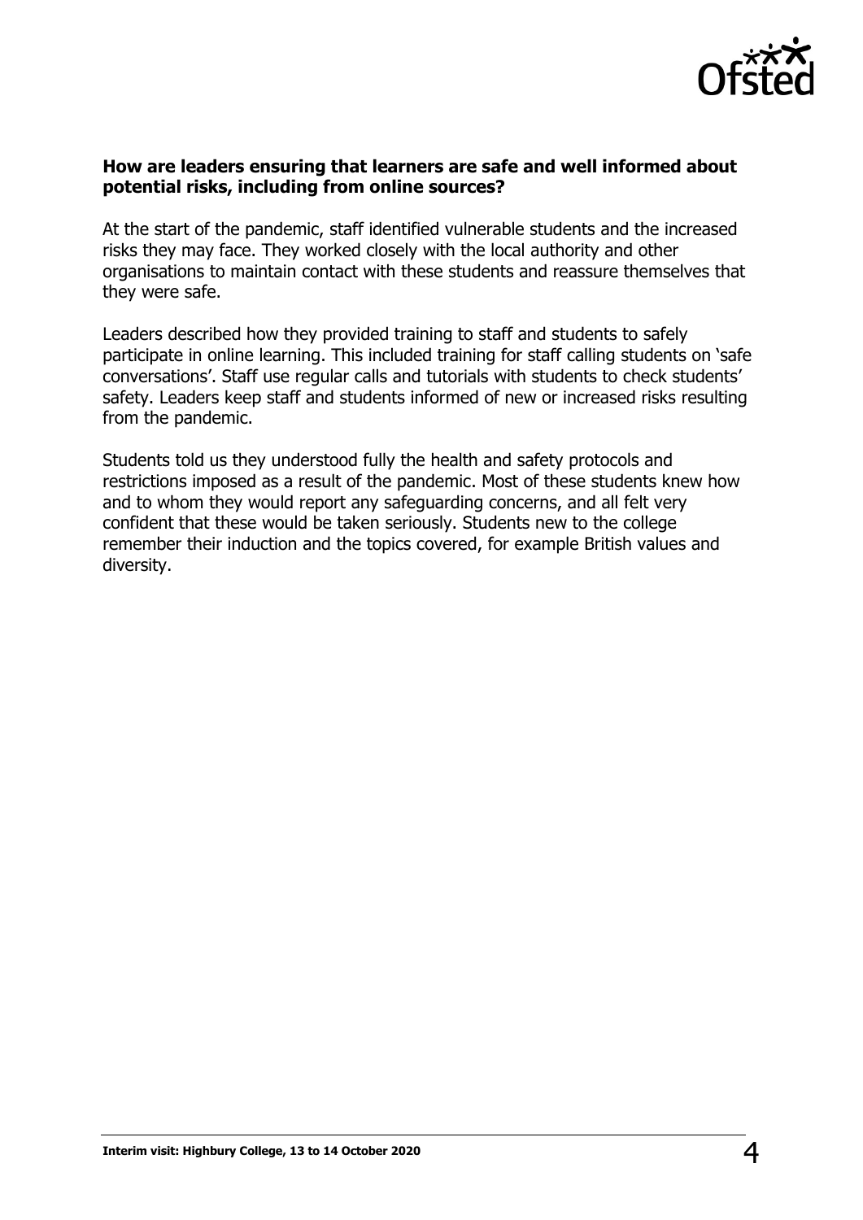**How are leaders ensuring that learners are safe and well informed about potential risks, including from online sources?**

At the start of the pandemic, staff identified vulnerable students and the increased risks they may face. They worked closely with the local authority and other organisations to maintain contact with these students and reassure themselves that they were safe.

Leaders described how they provided training to staff and students to safely participate in online learning. This included training for staff calling students on 'safe conversations'. Staff use regular calls and tutorials with students to check students' safety. Leaders keep staff and students informed of new or increased risks resulting from the pandemic.

Students told us they understood fully the health and safety protocols and restrictions imposed as a result of the pandemic. Most of these students knew how and to whom they would report any safeguarding concerns, and all felt very confident that these would be taken seriously. Students new to the college remember their induction and the topics covered, for example British values and diversity.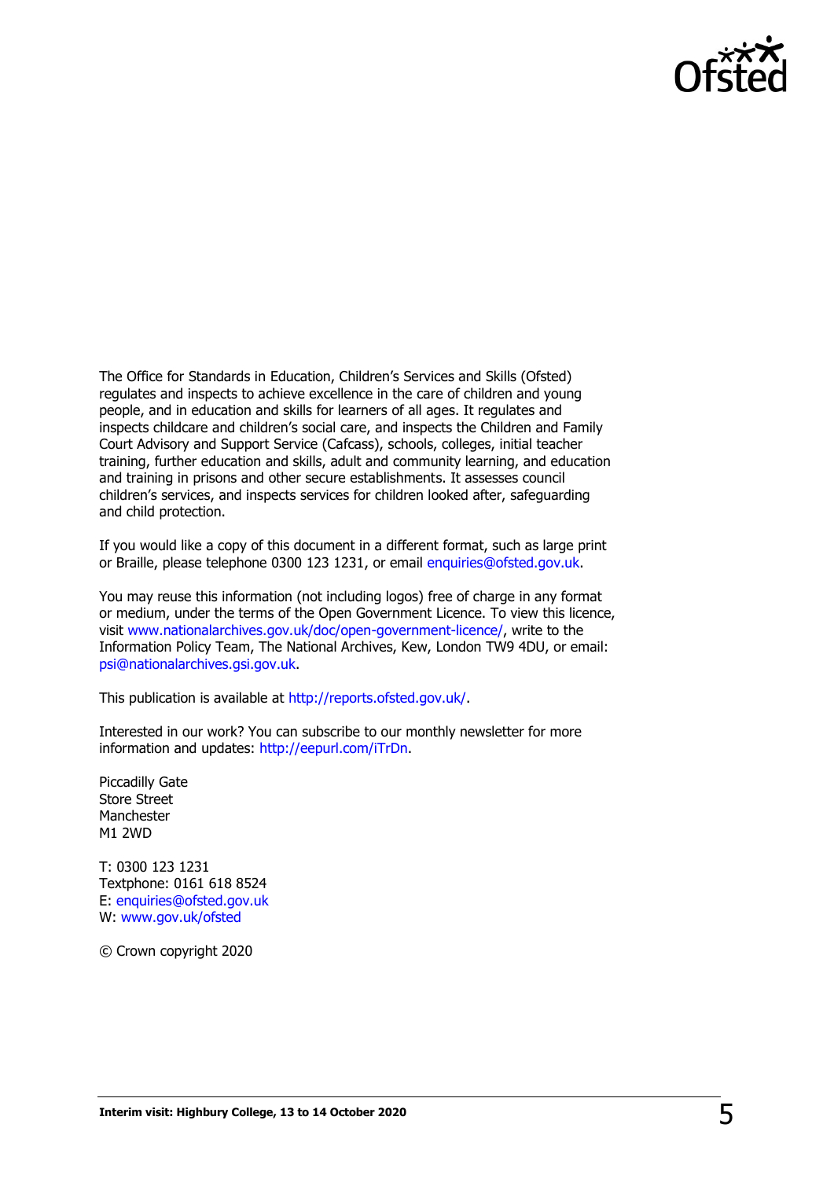The Office for Standards in Education, Children's Services and Skills (Ofsted) regulates and inspects to achieve excellence in the care of children and young people, and in education and skills for learners of all ages. It regulates and inspects childcare and children's social care, and inspects the Children and Family Court Advisory and Support Service (Cafcass), schools, colleges, initial teacher training, further education and skills, adult and community learning, and education and training in prisons and other secure establishments. It assesses council children's services, and inspects services for children looked after, safeguarding and child protection.

If you would like a copy of this document in a different format, such as large print or Braille, please telephone 0300 123 1231, or email enquiries@ofsted.gov.uk.

You may reuse this information (not including logos) free of charge in any format or medium, under the terms of the Open Government Licence. To view this licence, visit www.nationalarchives.gov.uk/doc/open-government-licence/, write to the Information Policy Team, The National Archives, Kew, London TW9 4DU, or email: psi@nationalarchives.gsi.gov.uk.

This publication is available at http://reports.ofsted.gov.uk/.

Interested in our work? You can subscribe to our monthly newsletter for more information and updates: http://eepurl.com/iTrDn.

Piccadilly Gate
Store Street
Manchester
M1 2WD

T: 0300 123 1231
Textphone: 0161 618 8524
E: enquiries@ofsted.gov.uk
W: www.gov.uk/ofsted

© Crown copyright 2020